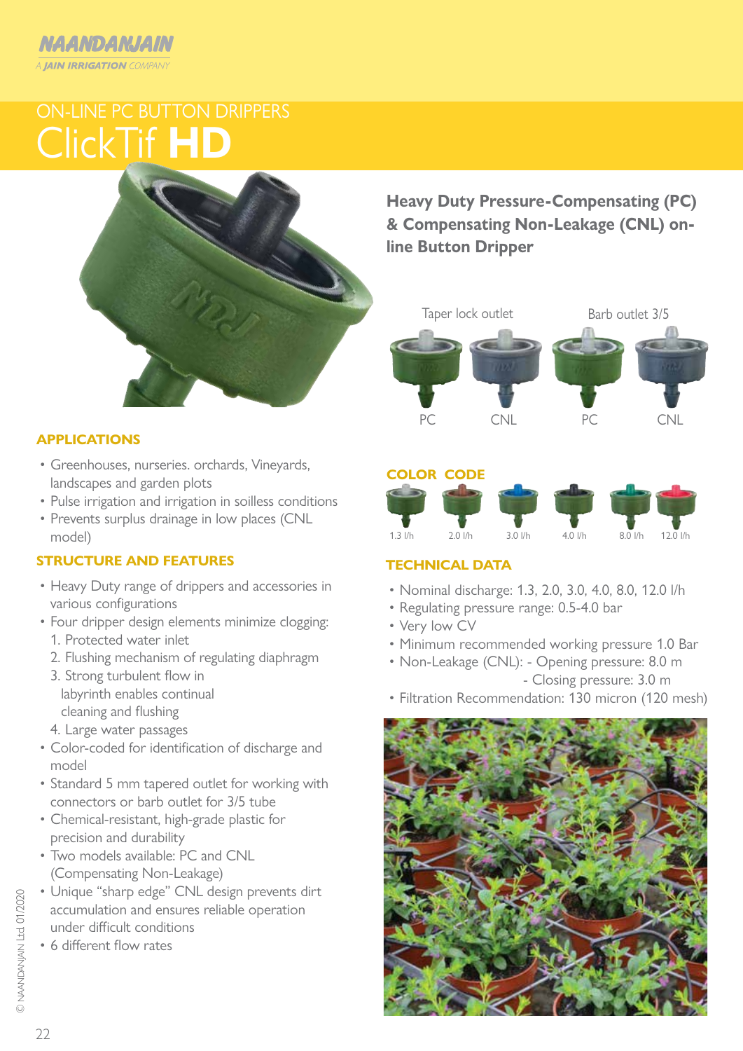NAANDANJAIN
A JAIN IRRIGATION COMPANY

# ON-LINE PC BUTTON DRIPPERS

# ClickTif **HD**

## Heavy Duty Pressure-Compensating (PC) & Compensating Non-Leakage (CNL) on-line Button Dripper

Taper lock outlet | Barb outlet 3/5

PC | CNL | PC | CNL

### APPLICATIONS

- Greenhouses, nurseries. orchards, Vineyards, landscapes and garden plots
- Pulse irrigation and irrigation in soilless conditions
- Prevents surplus drainage in low places (CNL model)

### STRUCTURE AND FEATURES

- Heavy Duty range of drippers and accessories in various configurations
- Four dripper design elements minimize clogging:
  1. Protected water inlet
  2. Flushing mechanism of regulating diaphragm
  3. Strong turbulent flow in labyrinth enables continual cleaning and flushing
  4. Large water passages
- Color-coded for identification of discharge and model
- Standard 5 mm tapered outlet for working with connectors or barb outlet for 3/5 tube
- Chemical-resistant, high-grade plastic for precision and durability
- Two models available: PC and CNL (Compensating Non-Leakage)
- Unique “sharp edge” CNL design prevents dirt accumulation and ensures reliable operation under difficult conditions
- 6 different flow rates

### COLOR CODE

1.3 l/h | 2.0 l/h | 3.0 l/h | 4.0 l/h | 8.0 l/h | 12.0 l/h

### TECHNICAL DATA

- Nominal discharge: 1.3, 2.0, 3.0, 4.0, 8.0, 12.0 l/h
- Regulating pressure range: 0.5-4.0 bar
- Very low CV
- Minimum recommended working pressure 1.0 Bar
- Non-Leakage (CNL): - Opening pressure: 8.0 m
  - Closing pressure: 3.0 m
- Filtration Recommendation: 130 micron (120 mesh)

© NAANDANJAIN Ltd. 01/2020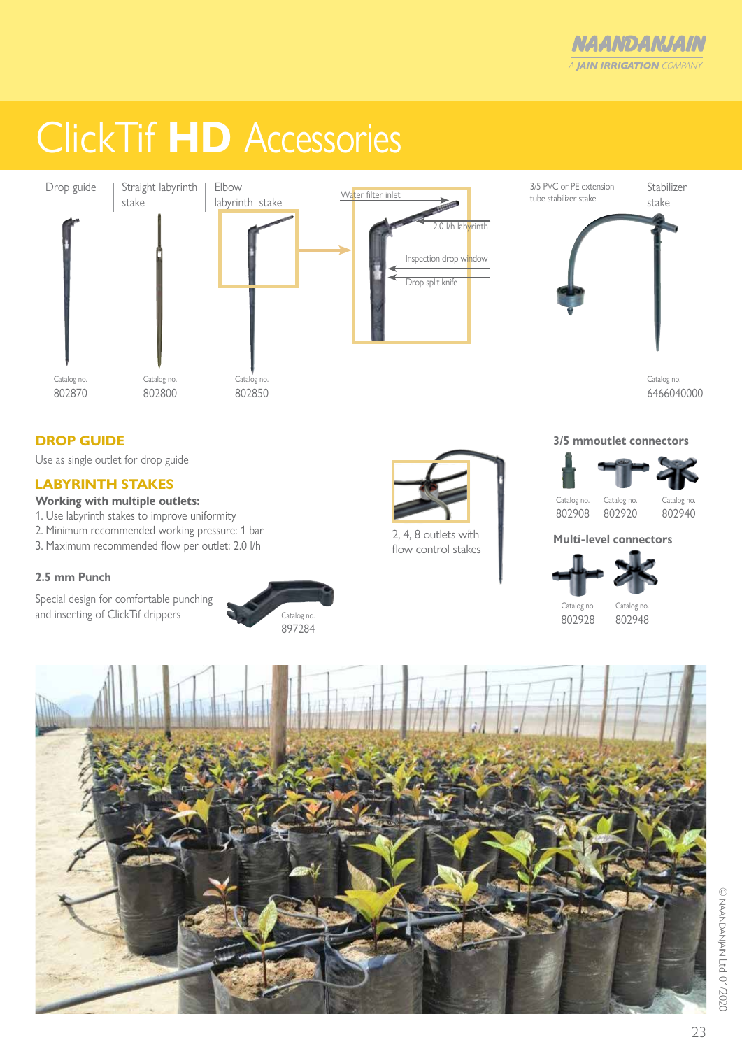# ClickTif **HD** Accessories

Drop guide

Catalog no.
802870

Straight labyrinth stake

Catalog no.
802800

Elbow labyrinth stake

Catalog no.
802850

Water filter inlet

2.0 l/h labyrinth

Inspection drop window

Drop split knife

3/5 PVC or PE extension tube stabilizer stake

Stabilizer stake

Catalog no.
6466040000

## DROP GUIDE

Use as single outlet for drop guide

## LABYRINTH STAKES

**Working with multiple outlets:**

1. Use labyrinth stakes to improve uniformity
2. Minimum recommended working pressure: 1 bar
3. Maximum recommended flow per outlet: 2.0 l/h

2, 4, 8 outlets with flow control stakes

### 2.5 mm Punch

Special design for comfortable punching and inserting of ClickTif drippers

Catalog no.
897284

### 3/5 mmoutlet connectors

| Catalog no. | Catalog no. | Catalog no. |
|---|---|---|
| 802908 | 802920 | 802940 |

### Multi-level connectors

| Catalog no. | Catalog no. |
|---|---|
| 802928 | 802948 |

© NAANDANJAIN Ltd. 01/2020